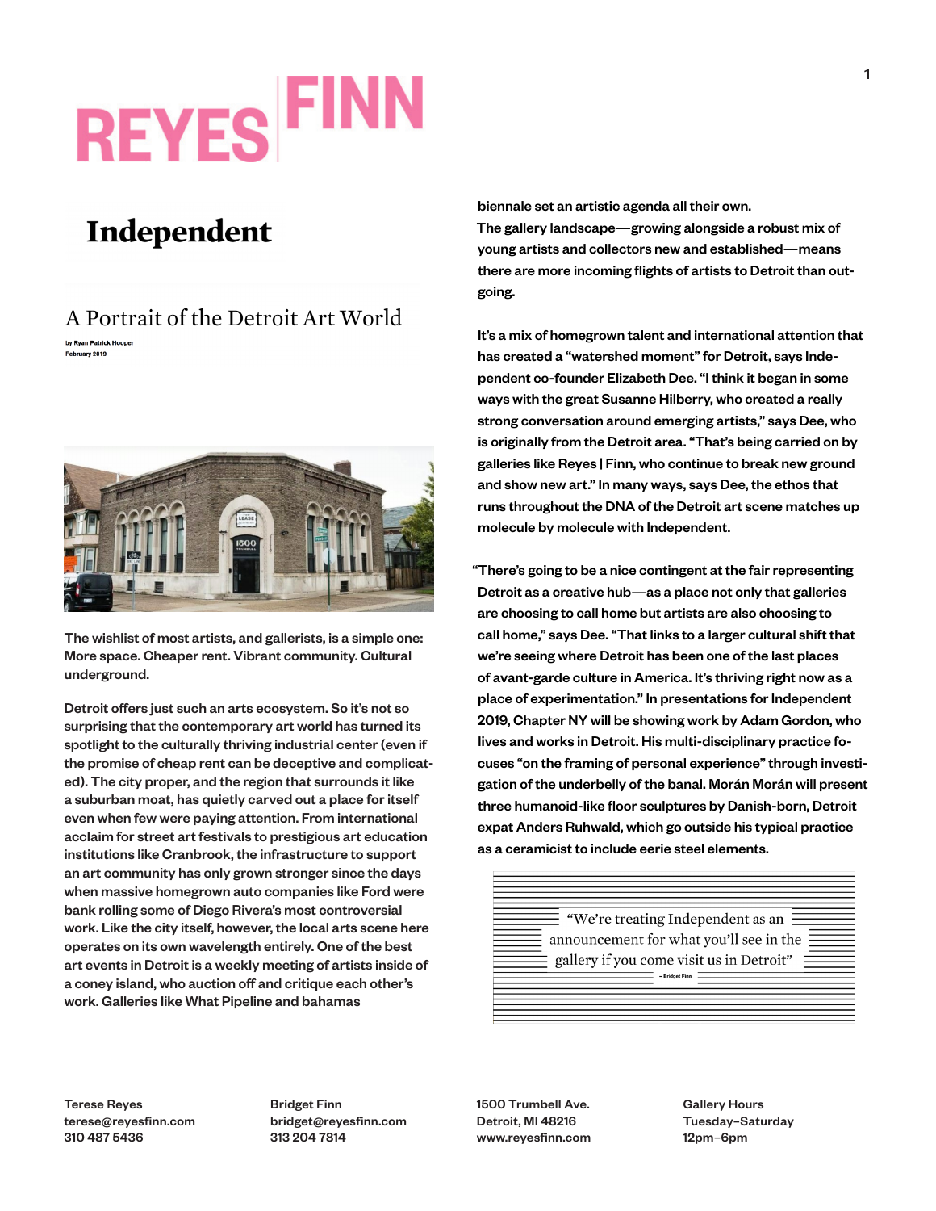# REYES | FINN

## Independent

### A Portrait of the Detroit Art World

by Ryan Patrick Hooper
February 2019

The wishlist of most artists, and gallerists, is a simple one: More space. Cheaper rent. Vibrant community. Cultural underground.

Detroit offers just such an arts ecosystem. So it's not so surprising that the contemporary art world has turned its spotlight to the culturally thriving industrial center (even if the promise of cheap rent can be deceptive and complicated). The city proper, and the region that surrounds it like a suburban moat, has quietly carved out a place for itself even when few were paying attention. From international acclaim for street art festivals to prestigious art education institutions like Cranbrook, the infrastructure to support an art community has only grown stronger since the days when massive homegrown auto companies like Ford were bank rolling some of Diego Rivera's most controversial work. Like the city itself, however, the local arts scene here operates on its own wavelength entirely. One of the best art events in Detroit is a weekly meeting of artists inside of a coney island, who auction off and critique each other's work. Galleries like What Pipeline and bahamas biennale set an artistic agenda all their own.

The gallery landscape—growing alongside a robust mix of young artists and collectors new and established—means there are more incoming flights of artists to Detroit than outgoing.

It's a mix of homegrown talent and international attention that has created a "watershed moment" for Detroit, says Independent co-founder Elizabeth Dee. "I think it began in some ways with the great Susanne Hilberry, who created a really strong conversation around emerging artists," says Dee, who is originally from the Detroit area. "That's being carried on by galleries like Reyes | Finn, who continue to break new ground and show new art." In many ways, says Dee, the ethos that runs throughout the DNA of the Detroit art scene matches up molecule by molecule with Independent.

"There's going to be a nice contingent at the fair representing Detroit as a creative hub—as a place not only that galleries are choosing to call home but artists are also choosing to call home," says Dee. "That links to a larger cultural shift that we're seeing where Detroit has been one of the last places of avant-garde culture in America. It's thriving right now as a place of experimentation." In presentations for Independent 2019, Chapter NY will be showing work by Adam Gordon, who lives and works in Detroit. His multi-disciplinary practice focuses "on the framing of personal experience" through investigation of the underbelly of the banal. Morán Morán will present three humanoid-like floor sculptures by Danish-born, Detroit expat Anders Ruhwald, which go outside his typical practice as a ceramicist to include eerie steel elements.

> "We're treating Independent as an announcement for what you'll see in the gallery if you come visit us in Detroit"
>
> – Bridget Finn

Terese Reyes
terese@reyesfinn.com
310 487 5436

Bridget Finn
bridget@reyesfinn.com
313 204 7814

1500 Trumbell Ave.
Detroit, MI 48216
www.reyesfinn.com

Gallery Hours
Tuesday–Saturday
12pm–6pm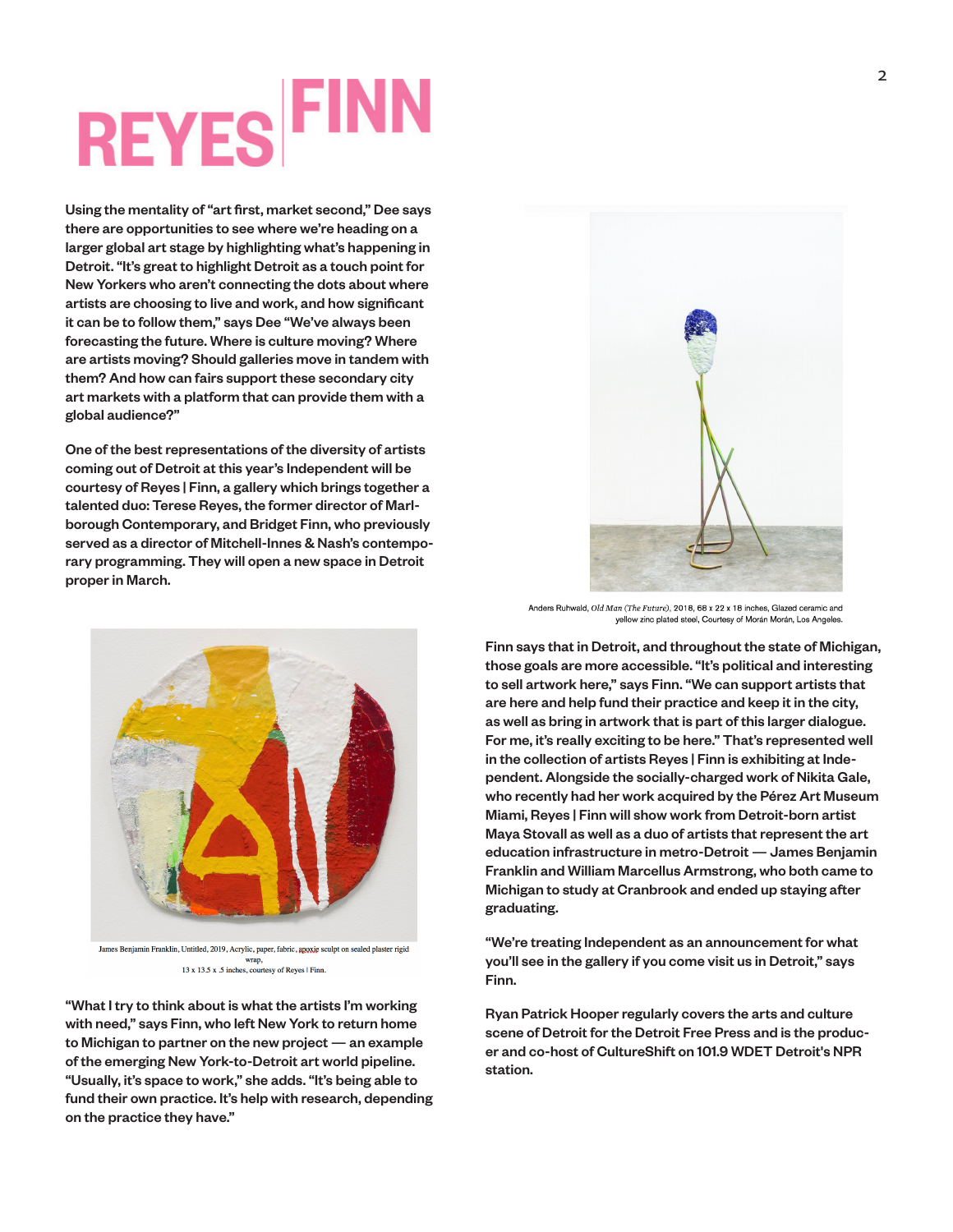# REYES | FINN

Using the mentality of "art first, market second," Dee says there are opportunities to see where we're heading on a larger global art stage by highlighting what's happening in Detroit. "It's great to highlight Detroit as a touch point for New Yorkers who aren't connecting the dots about where artists are choosing to live and work, and how significant it can be to follow them," says Dee "We've always been forecasting the future. Where is culture moving? Where are artists moving? Should galleries move in tandem with them? And how can fairs support these secondary city art markets with a platform that can provide them with a global audience?"

One of the best representations of the diversity of artists coming out of Detroit at this year's Independent will be courtesy of Reyes | Finn, a gallery which brings together a talented duo: Terese Reyes, the former director of Marlborough Contemporary, and Bridget Finn, who previously served as a director of Mitchell-Innes & Nash's contemporary programming. They will open a new space in Detroit proper in March.

James Benjamin Franklin, Untitled, 2019, Acrylic, paper, fabric, apoxie sculpt on sealed plaster rigid wrap, 13 x 13.5 x .5 inches, courtesy of Reyes | Finn.

"What I try to think about is what the artists I'm working with need," says Finn, who left New York to return home to Michigan to partner on the new project — an example of the emerging New York-to-Detroit art world pipeline. "Usually, it's space to work," she adds. "It's being able to fund their own practice. It's help with research, depending on the practice they have."

Anders Ruhwald, *Old Man (The Future)*, 2018, 68 x 22 x 18 inches, Glazed ceramic and yellow zinc plated steel, Courtesy of Morán Morán, Los Angeles.

Finn says that in Detroit, and throughout the state of Michigan, those goals are more accessible. "It's political and interesting to sell artwork here," says Finn. "We can support artists that are here and help fund their practice and keep it in the city, as well as bring in artwork that is part of this larger dialogue. For me, it's really exciting to be here." That's represented well in the collection of artists Reyes | Finn is exhibiting at Independent. Alongside the socially-charged work of Nikita Gale, who recently had her work acquired by the Pérez Art Museum Miami, Reyes | Finn will show work from Detroit-born artist Maya Stovall as well as a duo of artists that represent the art education infrastructure in metro-Detroit — James Benjamin Franklin and William Marcellus Armstrong, who both came to Michigan to study at Cranbrook and ended up staying after graduating.

"We're treating Independent as an announcement for what you'll see in the gallery if you come visit us in Detroit," says Finn.

Ryan Patrick Hooper regularly covers the arts and culture scene of Detroit for the Detroit Free Press and is the producer and co-host of CultureShift on 101.9 WDET Detroit's NPR station.